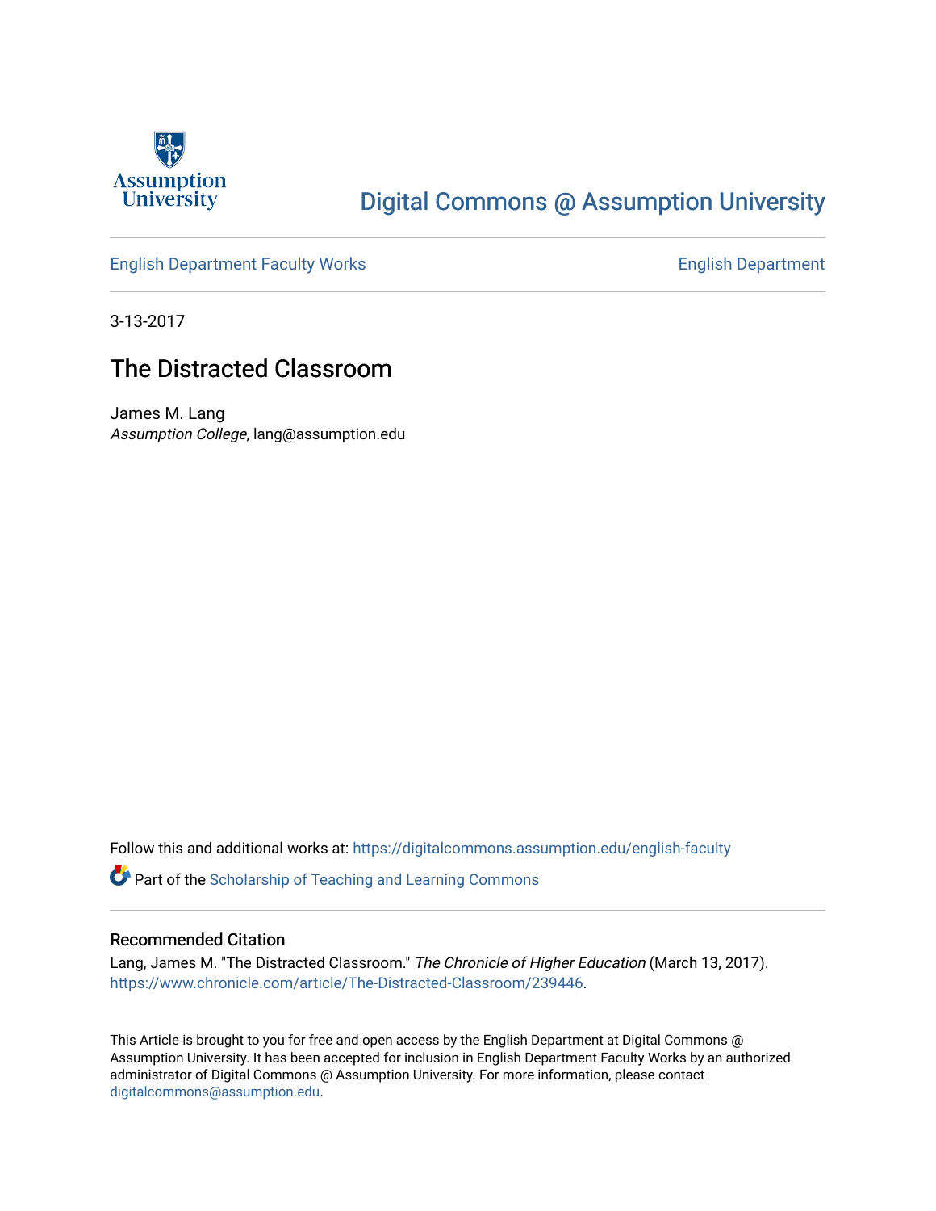Assumption University

# Digital Commons @ Assumption University

English Department Faculty Works | English Department

3-13-2017

## The Distracted Classroom

James M. Lang
*Assumption College*, lang@assumption.edu

Follow this and additional works at: https://digitalcommons.assumption.edu/english-faculty

Part of the Scholarship of Teaching and Learning Commons

### Recommended Citation

Lang, James M. "The Distracted Classroom." *The Chronicle of Higher Education* (March 13, 2017). https://www.chronicle.com/article/The-Distracted-Classroom/239446.

This Article is brought to you for free and open access by the English Department at Digital Commons @ Assumption University. It has been accepted for inclusion in English Department Faculty Works by an authorized administrator of Digital Commons @ Assumption University. For more information, please contact digitalcommons@assumption.edu.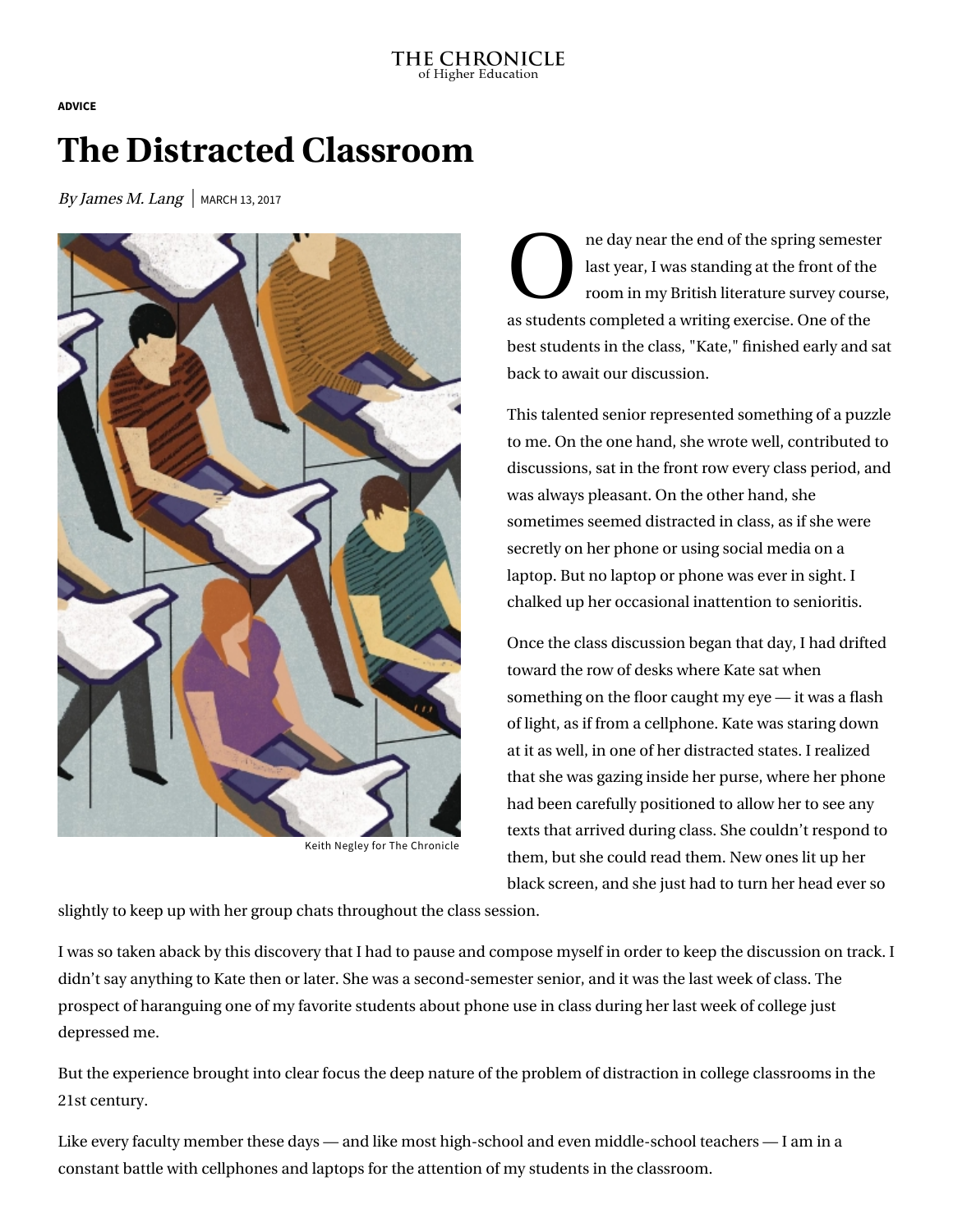THE CHRONICLE of Higher Education

**ADVICE**

# The Distracted Classroom

*By James M. Lang* | MARCH 13, 2017

Keith Negley for The Chronicle

One day near the end of the spring semester last year, I was standing at the front of the room in my British literature survey course, as students completed a writing exercise. One of the best students in the class, "Kate," finished early and sat back to await our discussion.

This talented senior represented something of a puzzle to me. On the one hand, she wrote well, contributed to discussions, sat in the front row every class period, and was always pleasant. On the other hand, she sometimes seemed distracted in class, as if she were secretly on her phone or using social media on a laptop. But no laptop or phone was ever in sight. I chalked up her occasional inattention to senioritis.

Once the class discussion began that day, I had drifted toward the row of desks where Kate sat when something on the floor caught my eye — it was a flash of light, as if from a cellphone. Kate was staring down at it as well, in one of her distracted states. I realized that she was gazing inside her purse, where her phone had been carefully positioned to allow her to see any texts that arrived during class. She couldn't respond to them, but she could read them. New ones lit up her black screen, and she just had to turn her head ever so slightly to keep up with her group chats throughout the class session.

I was so taken aback by this discovery that I had to pause and compose myself in order to keep the discussion on track. I didn't say anything to Kate then or later. She was a second-semester senior, and it was the last week of class. The prospect of haranguing one of my favorite students about phone use in class during her last week of college just depressed me.

But the experience brought into clear focus the deep nature of the problem of distraction in college classrooms in the 21st century.

Like every faculty member these days — and like most high-school and even middle-school teachers — I am in a constant battle with cellphones and laptops for the attention of my students in the classroom.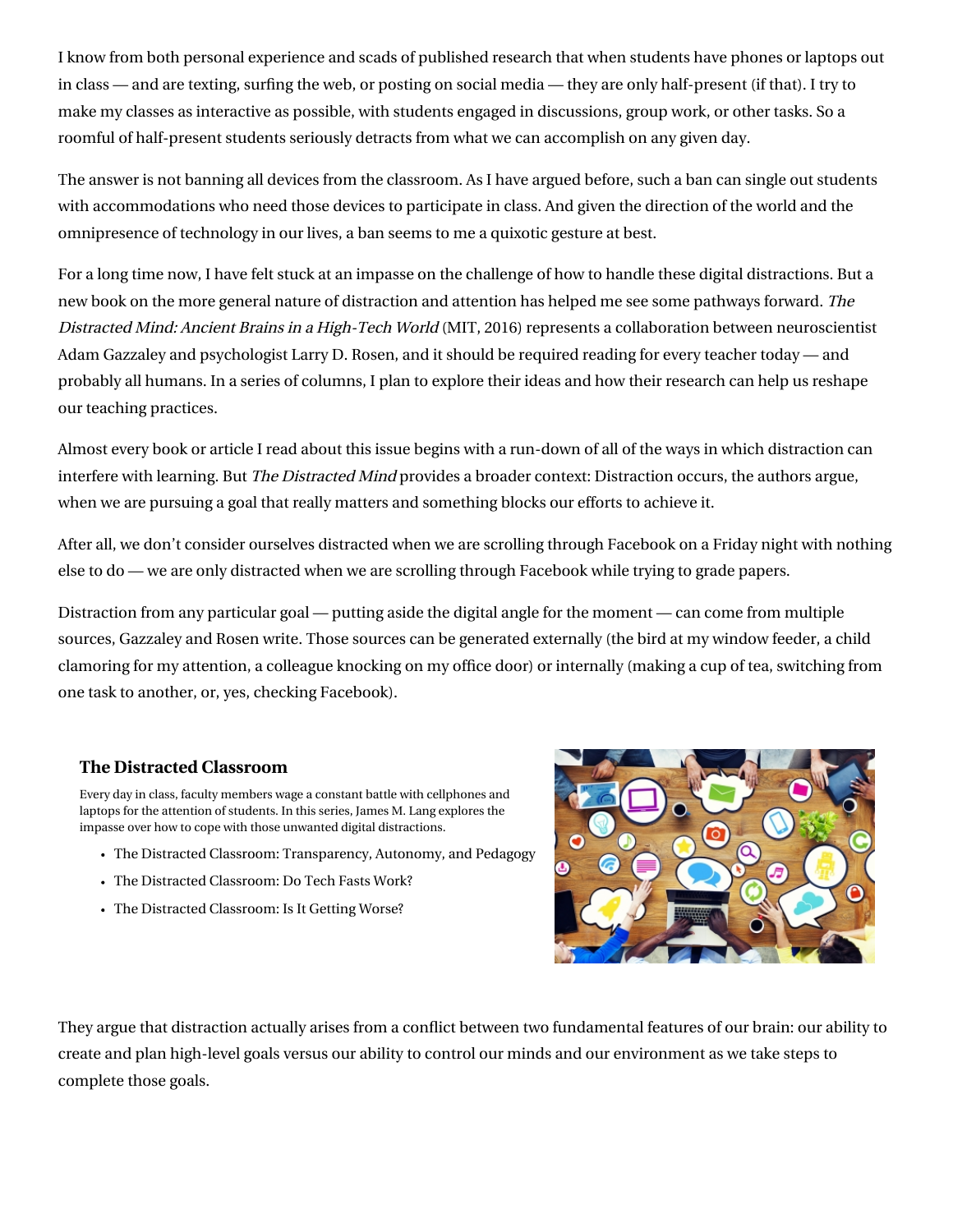I know from both personal experience and scads of published research that when students have phones or laptops out in class — and are texting, surfing the web, or posting on social media — they are only half-present (if that). I try to make my classes as interactive as possible, with students engaged in discussions, group work, or other tasks. So a roomful of half-present students seriously detracts from what we can accomplish on any given day.

The answer is not banning all devices from the classroom. As I have argued before, such a ban can single out students with accommodations who need those devices to participate in class. And given the direction of the world and the omnipresence of technology in our lives, a ban seems to me a quixotic gesture at best.

For a long time now, I have felt stuck at an impasse on the challenge of how to handle these digital distractions. But a new book on the more general nature of distraction and attention has helped me see some pathways forward. *The Distracted Mind: Ancient Brains in a High-Tech World* (MIT, 2016) represents a collaboration between neuroscientist Adam Gazzaley and psychologist Larry D. Rosen, and it should be required reading for every teacher today — and probably all humans. In a series of columns, I plan to explore their ideas and how their research can help us reshape our teaching practices.

Almost every book or article I read about this issue begins with a run-down of all of the ways in which distraction can interfere with learning. But *The Distracted Mind* provides a broader context: Distraction occurs, the authors argue, when we are pursuing a goal that really matters and something blocks our efforts to achieve it.

After all, we don't consider ourselves distracted when we are scrolling through Facebook on a Friday night with nothing else to do — we are only distracted when we are scrolling through Facebook while trying to grade papers.

Distraction from any particular goal — putting aside the digital angle for the moment — can come from multiple sources, Gazzaley and Rosen write. Those sources can be generated externally (the bird at my window feeder, a child clamoring for my attention, a colleague knocking on my office door) or internally (making a cup of tea, switching from one task to another, or, yes, checking Facebook).

### The Distracted Classroom

Every day in class, faculty members wage a constant battle with cellphones and laptops for the attention of students. In this series, James M. Lang explores the impasse over how to cope with those unwanted digital distractions.

- The Distracted Classroom: Transparency, Autonomy, and Pedagogy
- The Distracted Classroom: Do Tech Fasts Work?
- The Distracted Classroom: Is It Getting Worse?

They argue that distraction actually arises from a conflict between two fundamental features of our brain: our ability to create and plan high-level goals versus our ability to control our minds and our environment as we take steps to complete those goals.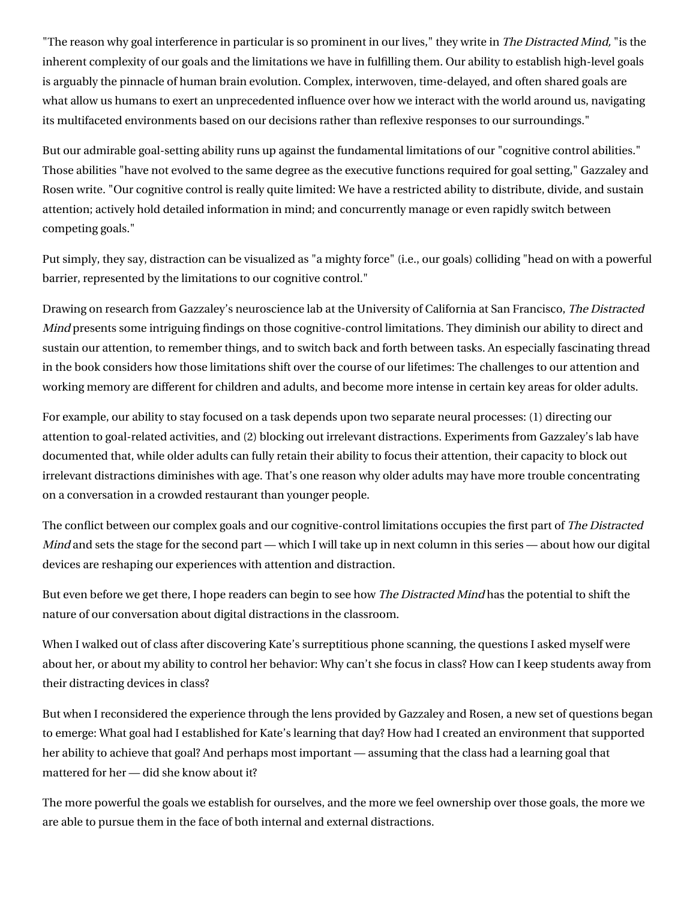"The reason why goal interference in particular is so prominent in our lives," they write in *The Distracted Mind,* "is the inherent complexity of our goals and the limitations we have in fulfilling them. Our ability to establish high-level goals is arguably the pinnacle of human brain evolution. Complex, interwoven, time-delayed, and often shared goals are what allow us humans to exert an unprecedented influence over how we interact with the world around us, navigating its multifaceted environments based on our decisions rather than reflexive responses to our surroundings."

But our admirable goal-setting ability runs up against the fundamental limitations of our "cognitive control abilities." Those abilities "have not evolved to the same degree as the executive functions required for goal setting," Gazzaley and Rosen write. "Our cognitive control is really quite limited: We have a restricted ability to distribute, divide, and sustain attention; actively hold detailed information in mind; and concurrently manage or even rapidly switch between competing goals."

Put simply, they say, distraction can be visualized as "a mighty force" (i.e., our goals) colliding "head on with a powerful barrier, represented by the limitations to our cognitive control."

Drawing on research from Gazzaley's neuroscience lab at the University of California at San Francisco, *The Distracted Mind* presents some intriguing findings on those cognitive-control limitations. They diminish our ability to direct and sustain our attention, to remember things, and to switch back and forth between tasks. An especially fascinating thread in the book considers how those limitations shift over the course of our lifetimes: The challenges to our attention and working memory are different for children and adults, and become more intense in certain key areas for older adults.

For example, our ability to stay focused on a task depends upon two separate neural processes: (1) directing our attention to goal-related activities, and (2) blocking out irrelevant distractions. Experiments from Gazzaley's lab have documented that, while older adults can fully retain their ability to focus their attention, their capacity to block out irrelevant distractions diminishes with age. That's one reason why older adults may have more trouble concentrating on a conversation in a crowded restaurant than younger people.

The conflict between our complex goals and our cognitive-control limitations occupies the first part of *The Distracted Mind* and sets the stage for the second part — which I will take up in next column in this series — about how our digital devices are reshaping our experiences with attention and distraction.

But even before we get there, I hope readers can begin to see how *The Distracted Mind* has the potential to shift the nature of our conversation about digital distractions in the classroom.

When I walked out of class after discovering Kate's surreptitious phone scanning, the questions I asked myself were about her, or about my ability to control her behavior: Why can't she focus in class? How can I keep students away from their distracting devices in class?

But when I reconsidered the experience through the lens provided by Gazzaley and Rosen, a new set of questions began to emerge: What goal had I established for Kate's learning that day? How had I created an environment that supported her ability to achieve that goal? And perhaps most important — assuming that the class had a learning goal that mattered for her — did she know about it?

The more powerful the goals we establish for ourselves, and the more we feel ownership over those goals, the more we are able to pursue them in the face of both internal and external distractions.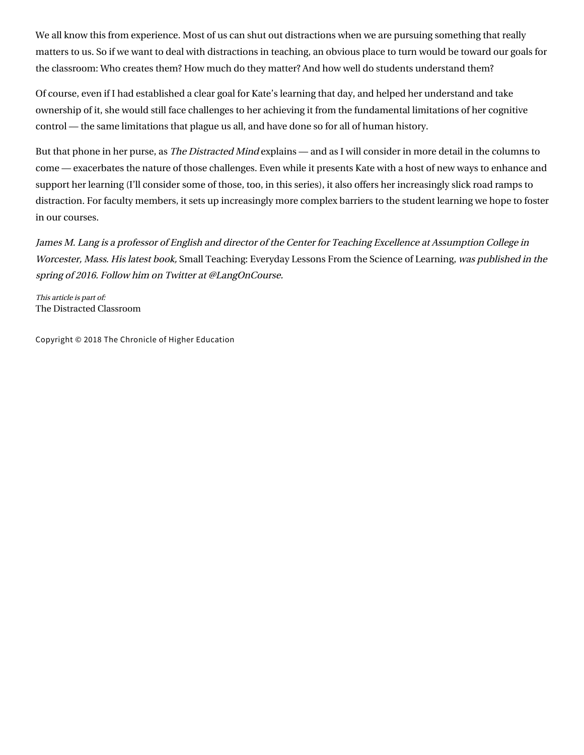We all know this from experience. Most of us can shut out distractions when we are pursuing something that really matters to us. So if we want to deal with distractions in teaching, an obvious place to turn would be toward our goals for the classroom: Who creates them? How much do they matter? And how well do students understand them?

Of course, even if I had established a clear goal for Kate's learning that day, and helped her understand and take ownership of it, she would still face challenges to her achieving it from the fundamental limitations of her cognitive control — the same limitations that plague us all, and have done so for all of human history.

But that phone in her purse, as *The Distracted Mind* explains — and as I will consider in more detail in the columns to come — exacerbates the nature of those challenges. Even while it presents Kate with a host of new ways to enhance and support her learning (I'll consider some of those, too, in this series), it also offers her increasingly slick road ramps to distraction. For faculty members, it sets up increasingly more complex barriers to the student learning we hope to foster in our courses.

*James M. Lang is a professor of English and director of the Center for Teaching Excellence at Assumption College in Worcester, Mass. His latest book,* Small Teaching: Everyday Lessons From the Science of Learning, *was published in the spring of 2016. Follow him on Twitter at @LangOnCourse.*

*This article is part of:*
The Distracted Classroom

Copyright © 2018 The Chronicle of Higher Education